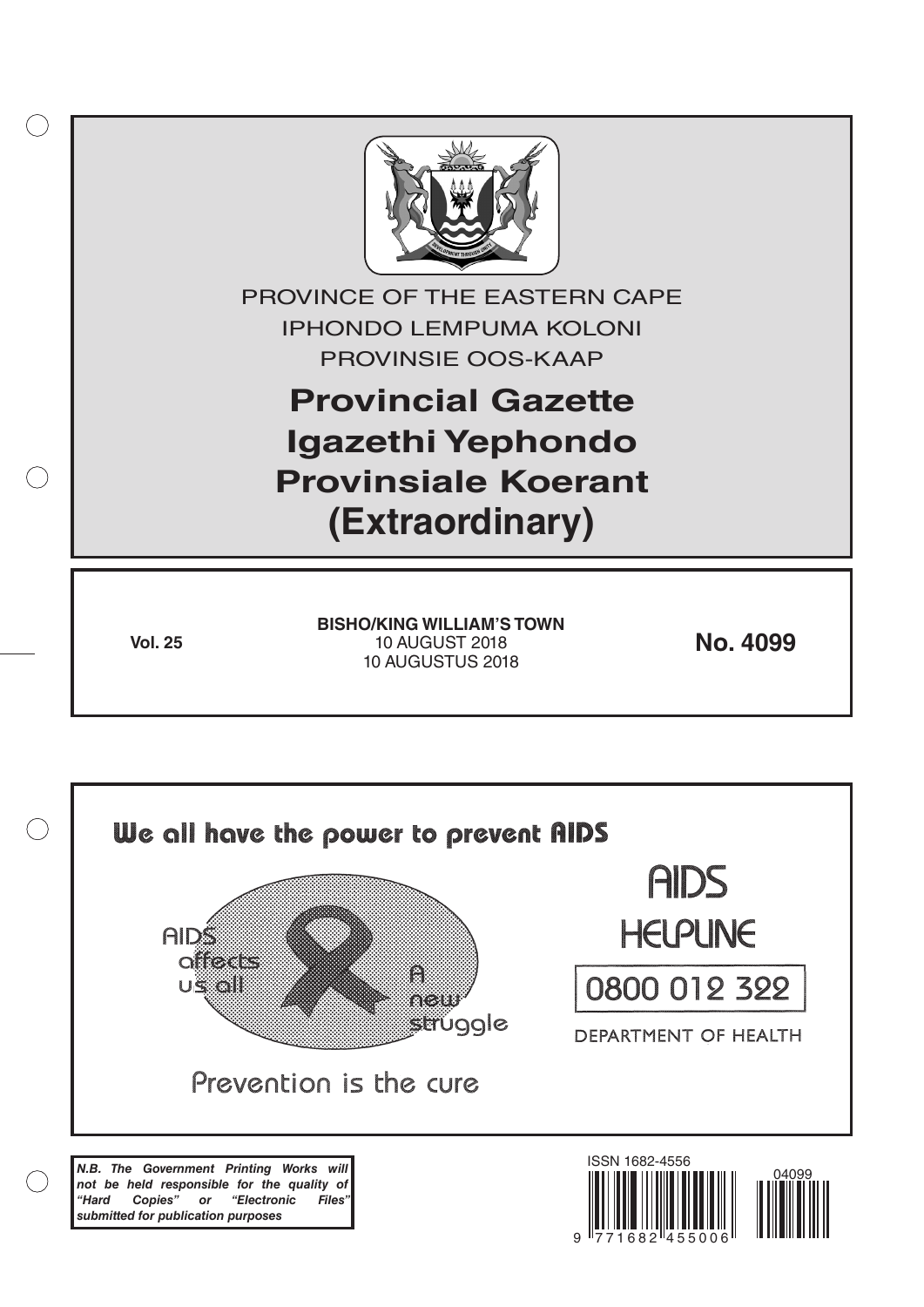PROVINCE OF THE EASTERN CAPE
IPHONDO LEMPUMA KOLONI
PROVINSIE OOS-KAAP

# Provincial Gazette
# Igazethi Yephondo
# Provinsiale Koerant
# (Extraordinary)

**Vol. 25**

**BISHO/KING WILLIAM'S TOWN**
10 AUGUST 2018
10 AUGUSTUS 2018

**No. 4099**

We all have the power to prevent AIDS

AIDS affects us all

A new struggle

Prevention is the cure

AIDS HELPLINE

0800 012 322

DEPARTMENT OF HEALTH

***N.B. The Government Printing Works will not be held responsible for the quality of "Hard Copies" or "Electronic Files" submitted for publication purposes***

ISSN 1682-4556

04099

9 771682 455006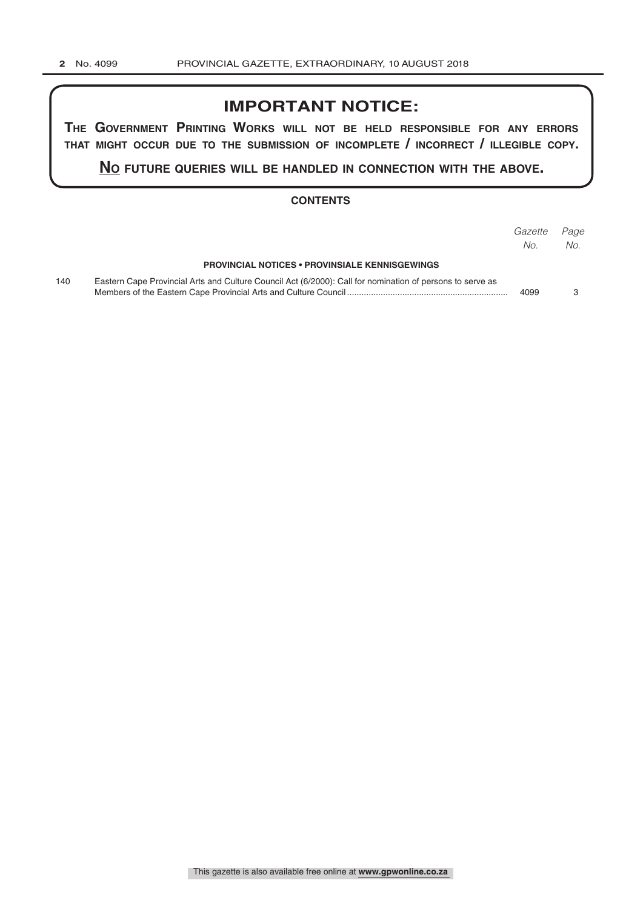## IMPORTANT NOTICE:

**THE GOVERNMENT PRINTING WORKS WILL NOT BE HELD RESPONSIBLE FOR ANY ERRORS THAT MIGHT OCCUR DUE TO THE SUBMISSION OF INCOMPLETE / INCORRECT / ILLEGIBLE COPY.**

**NO FUTURE QUERIES WILL BE HANDLED IN CONNECTION WITH THE ABOVE.**

### CONTENTS

| | | *Gazette No.* | *Page No.* |
|---|---|---|---|
| | **PROVINCIAL NOTICES • PROVINSIALE KENNISGEWINGS** | | |
| 140 | Eastern Cape Provincial Arts and Culture Council Act (6/2000): Call for nomination of persons to serve as Members of the Eastern Cape Provincial Arts and Culture Council | 4099 | 3 |

This gazette is also available free online at **www.gpwonline.co.za**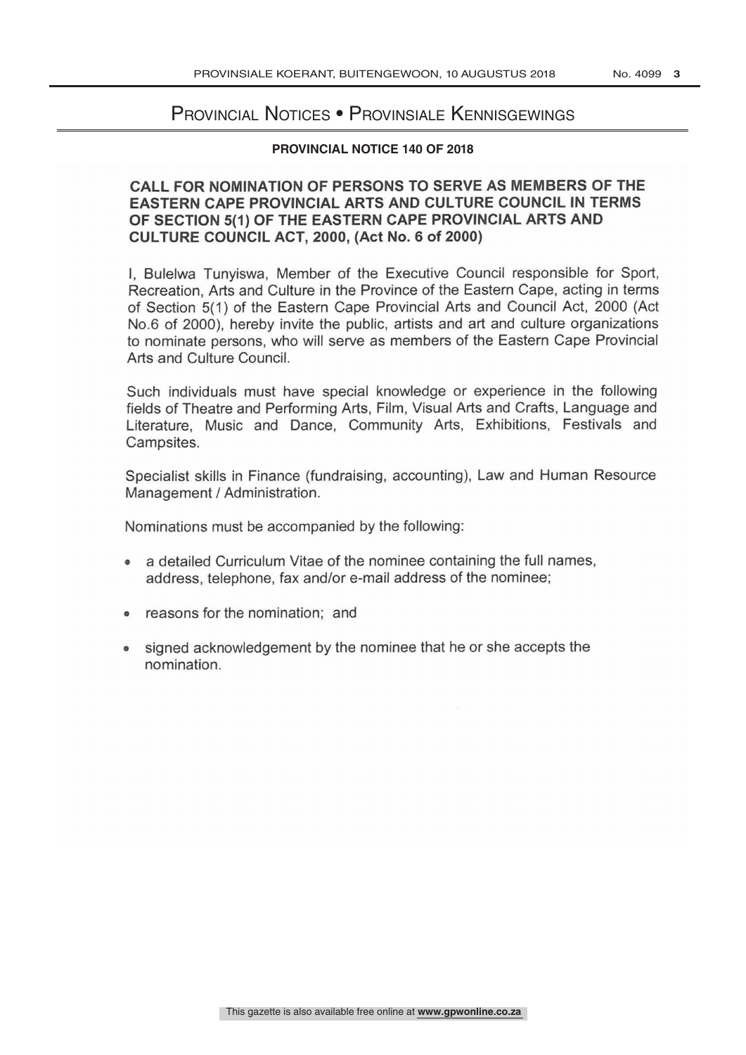# Provincial Notices • Provinsiale Kennisgewings

## PROVINCIAL NOTICE 140 OF 2018

### CALL FOR NOMINATION OF PERSONS TO SERVE AS MEMBERS OF THE EASTERN CAPE PROVINCIAL ARTS AND CULTURE COUNCIL IN TERMS OF SECTION 5(1) OF THE EASTERN CAPE PROVINCIAL ARTS AND CULTURE COUNCIL ACT, 2000, (Act No. 6 of 2000)

I, Bulelwa Tunyiswa, Member of the Executive Council responsible for Sport, Recreation, Arts and Culture in the Province of the Eastern Cape, acting in terms of Section 5(1) of the Eastern Cape Provincial Arts and Council Act, 2000 (Act No.6 of 2000), hereby invite the public, artists and art and culture organizations to nominate persons, who will serve as members of the Eastern Cape Provincial Arts and Culture Council.

Such individuals must have special knowledge or experience in the following fields of Theatre and Performing Arts, Film, Visual Arts and Crafts, Language and Literature, Music and Dance, Community Arts, Exhibitions, Festivals and Campsites.

Specialist skills in Finance (fundraising, accounting), Law and Human Resource Management / Administration.

Nominations must be accompanied by the following:

- a detailed Curriculum Vitae of the nominee containing the full names, address, telephone, fax and/or e-mail address of the nominee;
- reasons for the nomination; and
- signed acknowledgement by the nominee that he or she accepts the nomination.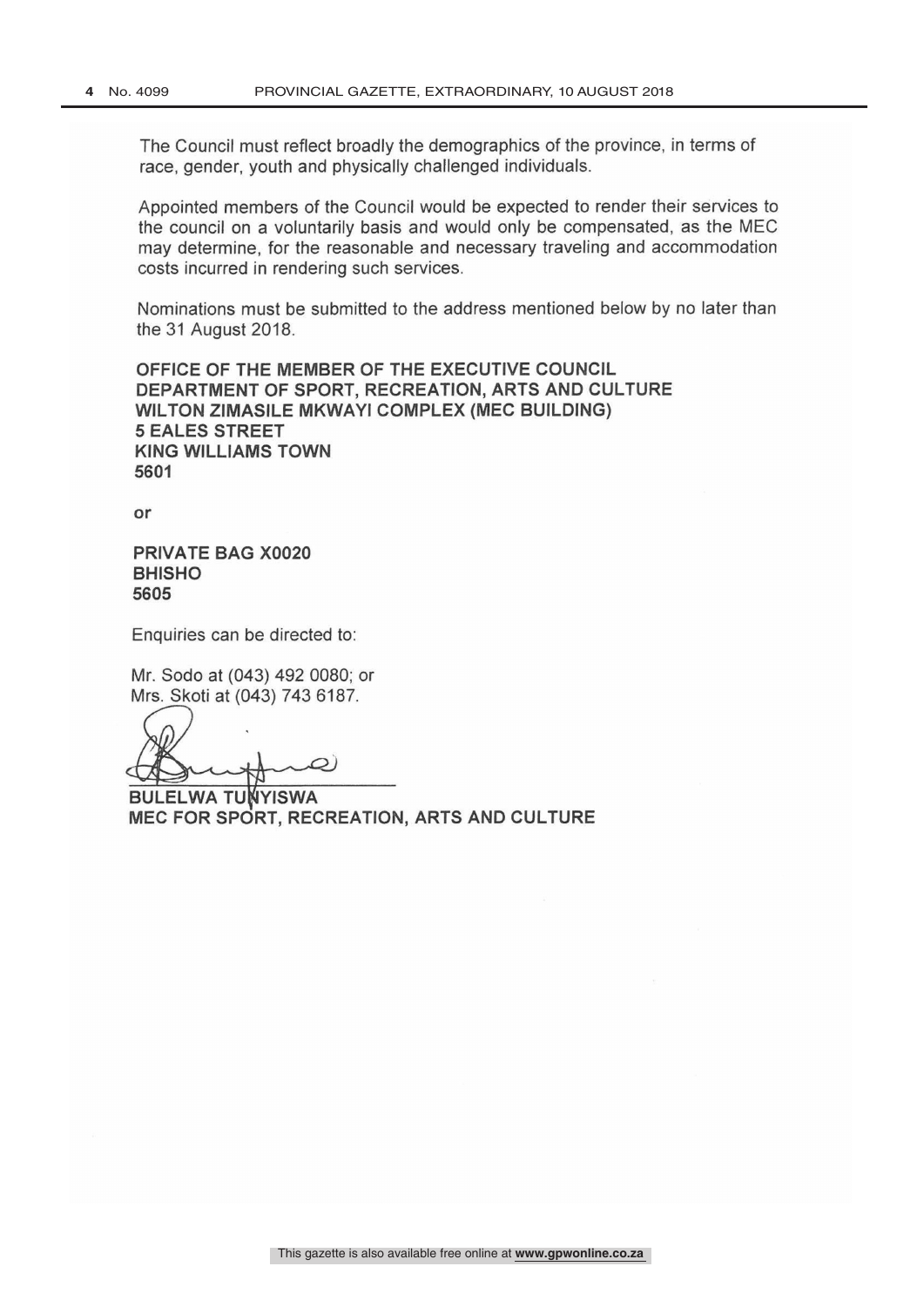The Council must reflect broadly the demographics of the province, in terms of race, gender, youth and physically challenged individuals.

Appointed members of the Council would be expected to render their services to the council on a voluntarily basis and would only be compensated, as the MEC may determine, for the reasonable and necessary traveling and accommodation costs incurred in rendering such services.

Nominations must be submitted to the address mentioned below by no later than the 31 August 2018.

**OFFICE OF THE MEMBER OF THE EXECUTIVE COUNCIL**
**DEPARTMENT OF SPORT, RECREATION, ARTS AND CULTURE**
**WILTON ZIMASILE MKWAYI COMPLEX (MEC BUILDING)**
**5 EALES STREET**
**KING WILLIAMS TOWN**
**5601**

**or**

**PRIVATE BAG X0020**
**BHISHO**
**5605**

Enquiries can be directed to:

Mr. Sodo at (043) 492 0080; or
Mrs. Skoti at (043) 743 6187.

**BULELWA TUNYISWA**
**MEC FOR SPORT, RECREATION, ARTS AND CULTURE**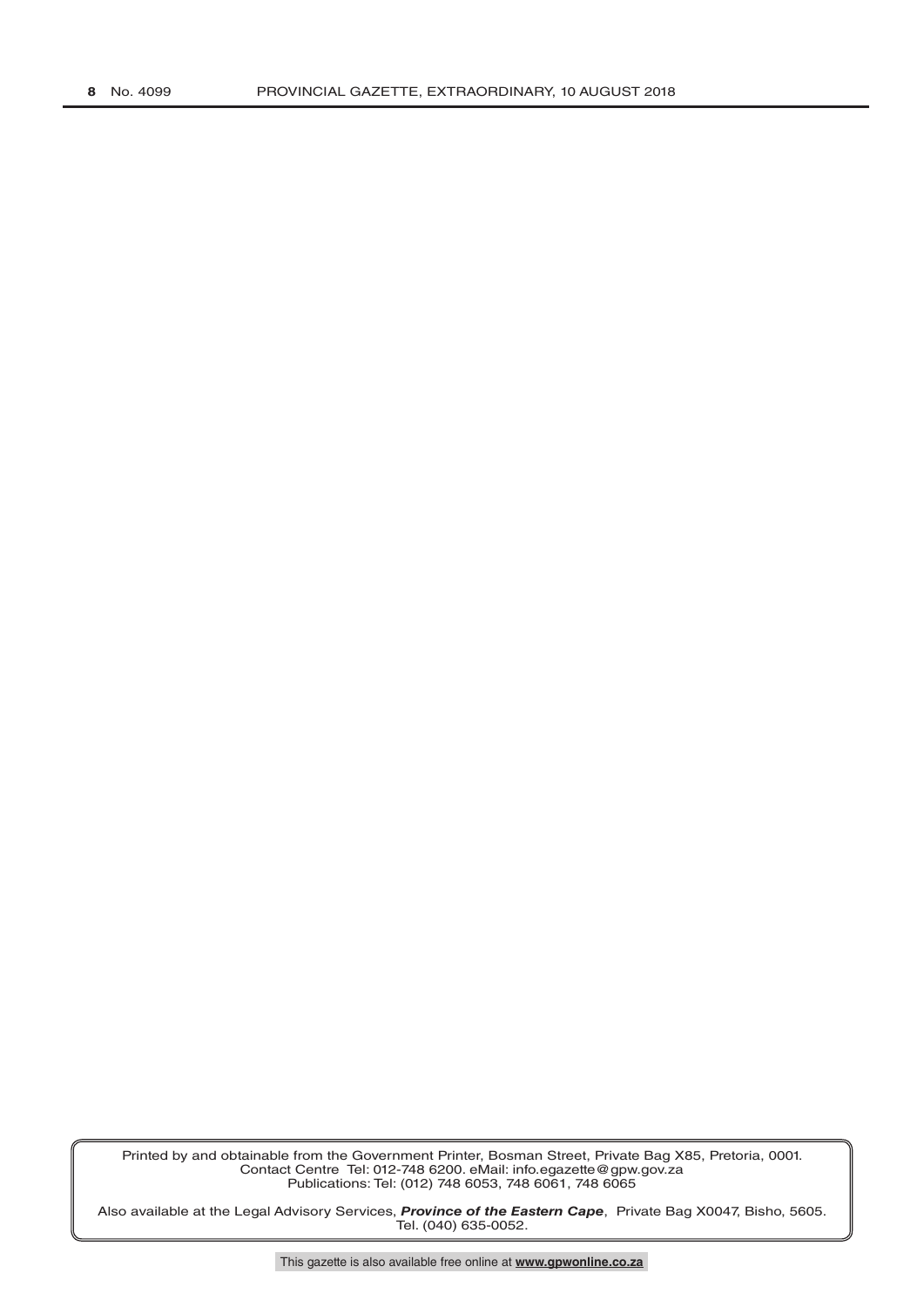Printed by and obtainable from the Government Printer, Bosman Street, Private Bag X85, Pretoria, 0001.
Contact Centre Tel: 012-748 6200. eMail: info.egazette@gpw.gov.za
Publications: Tel: (012) 748 6053, 748 6061, 748 6065

Also available at the Legal Advisory Services, ***Province of the Eastern Cape***, Private Bag X0047, Bisho, 5605.
Tel. (040) 635-0052.